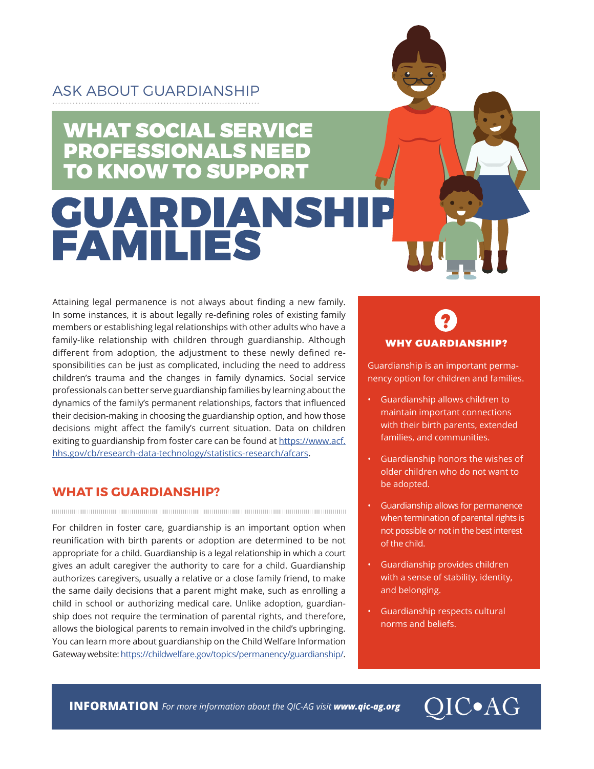ASK ABOUT GUARDIANSHIP

# WHAT SOCIAL SERVICE PROFESSIONALS NEED TO KNOW TO SUPPORT GUARDIANSHIP FAMILIES

Attaining legal permanence is not always about finding a new family. In some instances, it is about legally re-defining roles of existing family members or establishing legal relationships with other adults who have a family-like relationship with children through guardianship. Although different from adoption, the adjustment to these newly defined responsibilities can be just as complicated, including the need to address children's trauma and the changes in family dynamics. Social service professionals can better serve guardianship families by learning about the dynamics of the family's permanent relationships, factors that influenced their decision-making in choosing the guardianship option, and how those decisions might affect the family's current situation. Data on children exiting to guardianship from foster care can be found at https://www.acf.hhs.gov/cb/research-data-technology/statistics-research/afcars.

## WHAT IS GUARDIANSHIP?

For children in foster care, guardianship is an important option when reunification with birth parents or adoption are determined to be not appropriate for a child. Guardianship is a legal relationship in which a court gives an adult caregiver the authority to care for a child. Guardianship authorizes caregivers, usually a relative or a close family friend, to make the same daily decisions that a parent might make, such as enrolling a child in school or authorizing medical care. Unlike adoption, guardianship does not require the termination of parental rights, and therefore, allows the biological parents to remain involved in the child's upbringing. You can learn more about guardianship on the Child Welfare Information Gateway website: https://childwelfare.gov/topics/permanency/guardianship/.

## WHY GUARDIANSHIP?

Guardianship is an important permanency option for children and families.

- Guardianship allows children to maintain important connections with their birth parents, extended families, and communities.
- Guardianship honors the wishes of older children who do not want to be adopted.
- Guardianship allows for permanence when termination of parental rights is not possible or not in the best interest of the child.
- Guardianship provides children with a sense of stability, identity, and belonging.
- Guardianship respects cultural norms and beliefs.

**INFORMATION** *For more information about the QIC-AG visit* ***www.qic-ag.org***

QIC•AG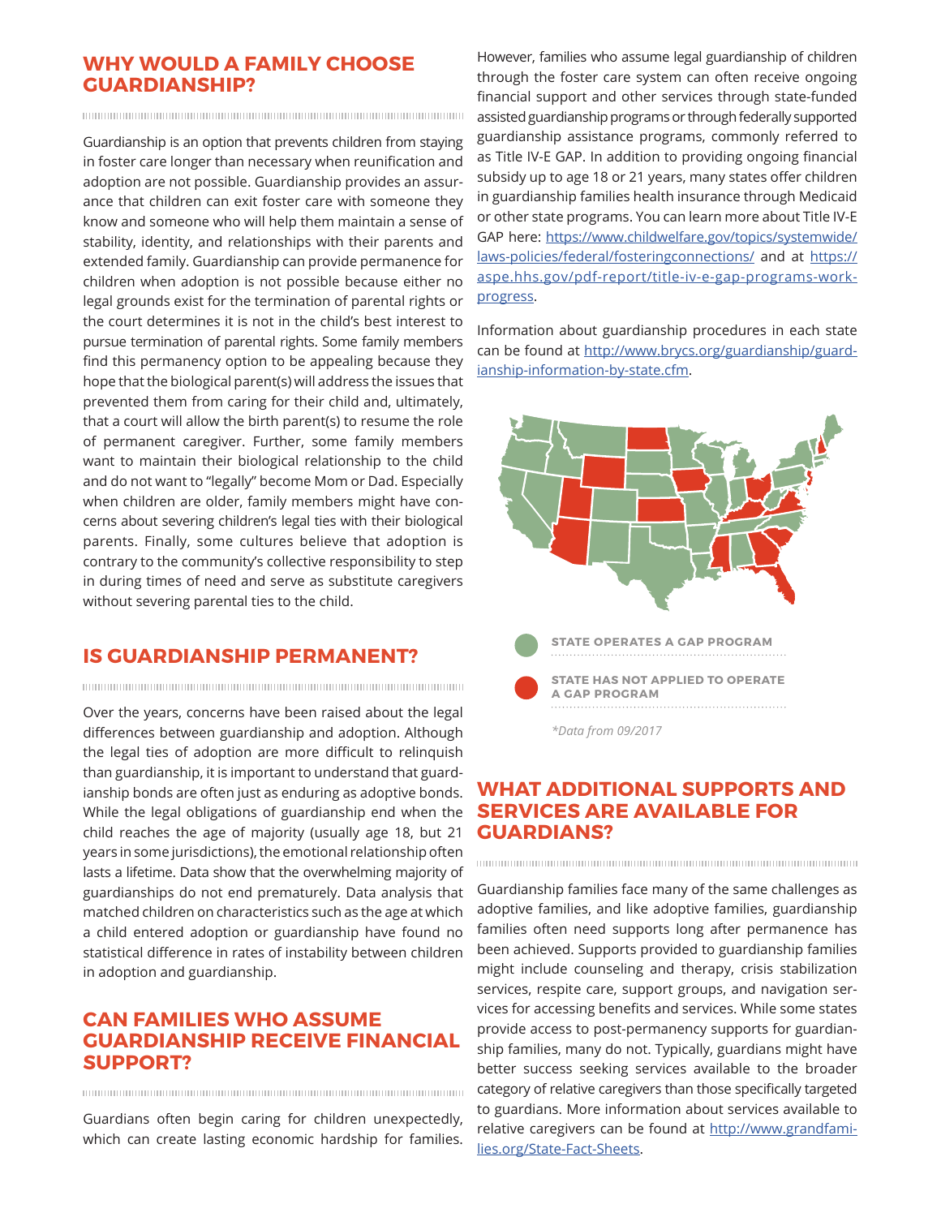## WHY WOULD A FAMILY CHOOSE GUARDIANSHIP?

Guardianship is an option that prevents children from staying in foster care longer than necessary when reunification and adoption are not possible. Guardianship provides an assurance that children can exit foster care with someone they know and someone who will help them maintain a sense of stability, identity, and relationships with their parents and extended family. Guardianship can provide permanence for children when adoption is not possible because either no legal grounds exist for the termination of parental rights or the court determines it is not in the child's best interest to pursue termination of parental rights. Some family members find this permanency option to be appealing because they hope that the biological parent(s) will address the issues that prevented them from caring for their child and, ultimately, that a court will allow the birth parent(s) to resume the role of permanent caregiver. Further, some family members want to maintain their biological relationship to the child and do not want to "legally" become Mom or Dad. Especially when children are older, family members might have concerns about severing children's legal ties with their biological parents. Finally, some cultures believe that adoption is contrary to the community's collective responsibility to step in during times of need and serve as substitute caregivers without severing parental ties to the child.

## IS GUARDIANSHIP PERMANENT?

Over the years, concerns have been raised about the legal differences between guardianship and adoption. Although the legal ties of adoption are more difficult to relinquish than guardianship, it is important to understand that guardianship bonds are often just as enduring as adoptive bonds. While the legal obligations of guardianship end when the child reaches the age of majority (usually age 18, but 21 years in some jurisdictions), the emotional relationship often lasts a lifetime. Data show that the overwhelming majority of guardianships do not end prematurely. Data analysis that matched children on characteristics such as the age at which a child entered adoption or guardianship have found no statistical difference in rates of instability between children in adoption and guardianship.

## CAN FAMILIES WHO ASSUME GUARDIANSHIP RECEIVE FINANCIAL SUPPORT?

Guardians often begin caring for children unexpectedly, which can create lasting economic hardship for families. However, families who assume legal guardianship of children through the foster care system can often receive ongoing financial support and other services through state-funded assisted guardianship programs or through federally supported guardianship assistance programs, commonly referred to as Title IV-E GAP. In addition to providing ongoing financial subsidy up to age 18 or 21 years, many states offer children in guardianship families health insurance through Medicaid or other state programs. You can learn more about Title IV-E GAP here: https://www.childwelfare.gov/topics/systemwide/laws-policies/federal/fosteringconnections/ and at https://aspe.hhs.gov/pdf-report/title-iv-e-gap-programs-work-progress.

Information about guardianship procedures in each state can be found at http://www.brycs.org/guardianship/guardianship-information-by-state.cfm.

STATE OPERATES A GAP PROGRAM

STATE HAS NOT APPLIED TO OPERATE A GAP PROGRAM

*Data from 09/2017*

## WHAT ADDITIONAL SUPPORTS AND SERVICES ARE AVAILABLE FOR GUARDIANS?

Guardianship families face many of the same challenges as adoptive families, and like adoptive families, guardianship families often need supports long after permanence has been achieved. Supports provided to guardianship families might include counseling and therapy, crisis stabilization services, respite care, support groups, and navigation services for accessing benefits and services. While some states provide access to post-permanency supports for guardianship families, many do not. Typically, guardians might have better success seeking services available to the broader category of relative caregivers than those specifically targeted to guardians. More information about services available to relative caregivers can be found at http://www.grandfamilies.org/State-Fact-Sheets.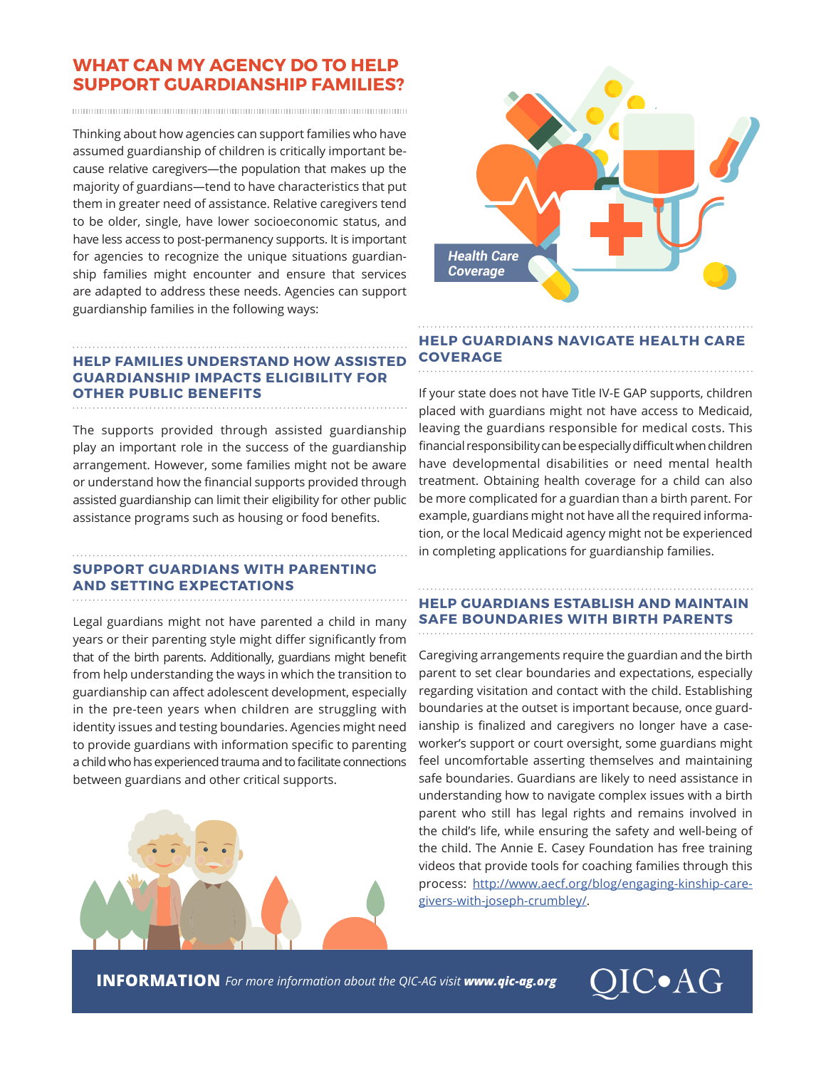## WHAT CAN MY AGENCY DO TO HELP SUPPORT GUARDIANSHIP FAMILIES?

Thinking about how agencies can support families who have assumed guardianship of children is critically important because relative caregivers—the population that makes up the majority of guardians—tend to have characteristics that put them in greater need of assistance. Relative caregivers tend to be older, single, have lower socioeconomic status, and have less access to post-permanency supports. It is important for agencies to recognize the unique situations guardianship families might encounter and ensure that services are adapted to address these needs. Agencies can support guardianship families in the following ways:

### HELP FAMILIES UNDERSTAND HOW ASSISTED GUARDIANSHIP IMPACTS ELIGIBILITY FOR OTHER PUBLIC BENEFITS

The supports provided through assisted guardianship play an important role in the success of the guardianship arrangement. However, some families might not be aware or understand how the financial supports provided through assisted guardianship can limit their eligibility for other public assistance programs such as housing or food benefits.

### SUPPORT GUARDIANS WITH PARENTING AND SETTING EXPECTATIONS

Legal guardians might not have parented a child in many years or their parenting style might differ significantly from that of the birth parents. Additionally, guardians might benefit from help understanding the ways in which the transition to guardianship can affect adolescent development, especially in the pre-teen years when children are struggling with identity issues and testing boundaries. Agencies might need to provide guardians with information specific to parenting a child who has experienced trauma and to facilitate connections between guardians and other critical supports.

Health Care Coverage

### HELP GUARDIANS NAVIGATE HEALTH CARE COVERAGE

If your state does not have Title IV-E GAP supports, children placed with guardians might not have access to Medicaid, leaving the guardians responsible for medical costs. This financial responsibility can be especially difficult when children have developmental disabilities or need mental health treatment. Obtaining health coverage for a child can also be more complicated for a guardian than a birth parent. For example, guardians might not have all the required information, or the local Medicaid agency might not be experienced in completing applications for guardianship families.

### HELP GUARDIANS ESTABLISH AND MAINTAIN SAFE BOUNDARIES WITH BIRTH PARENTS

Caregiving arrangements require the guardian and the birth parent to set clear boundaries and expectations, especially regarding visitation and contact with the child. Establishing boundaries at the outset is important because, once guardianship is finalized and caregivers no longer have a caseworker's support or court oversight, some guardians might feel uncomfortable asserting themselves and maintaining safe boundaries. Guardians are likely to need assistance in understanding how to navigate complex issues with a birth parent who still has legal rights and remains involved in the child's life, while ensuring the safety and well-being of the child. The Annie E. Casey Foundation has free training videos that provide tools for coaching families through this process: [http://www.aecf.org/blog/engaging-kinship-caregivers-with-joseph-crumbley/](http://www.aecf.org/blog/engaging-kinship-caregivers-with-joseph-crumbley/).

**INFORMATION** *For more information about the QIC-AG visit **www.qic-ag.org***

QIC•AG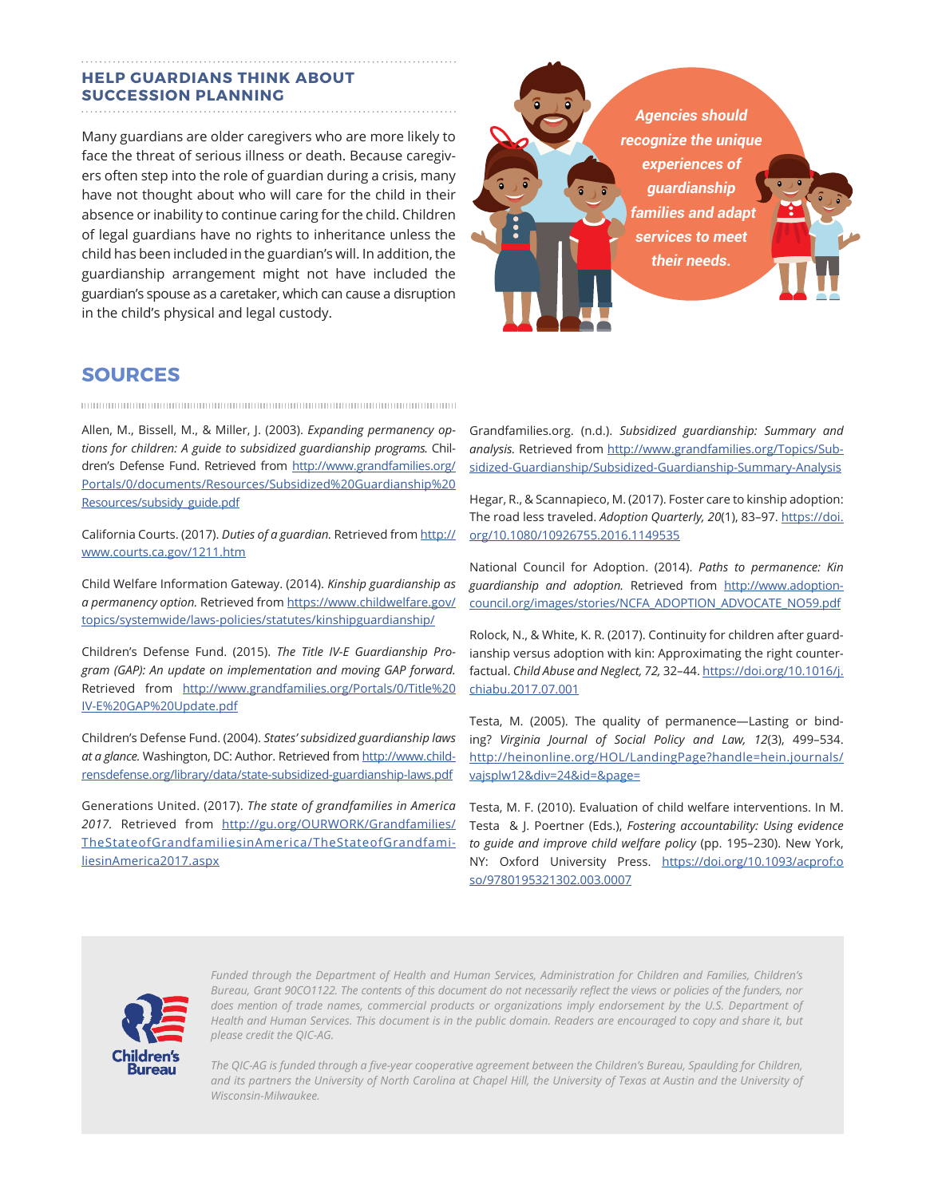## HELP GUARDIANS THINK ABOUT SUCCESSION PLANNING

Many guardians are older caregivers who are more likely to face the threat of serious illness or death. Because caregivers often step into the role of guardian during a crisis, many have not thought about who will care for the child in their absence or inability to continue caring for the child. Children of legal guardians have no rights to inheritance unless the child has been included in the guardian's will. In addition, the guardianship arrangement might not have included the guardian's spouse as a caretaker, which can cause a disruption in the child's physical and legal custody.

*Agencies should recognize the unique experiences of guardianship families and adapt services to meet their needs.*

## SOURCES

Allen, M., Bissell, M., & Miller, J. (2003). *Expanding permanency options for children: A guide to subsidized guardianship programs.* Children's Defense Fund. Retrieved from http://www.grandfamilies.org/Portals/0/documents/Resources/Subsidized%20Guardianship%20Resources/subsidy_guide.pdf

California Courts. (2017). *Duties of a guardian.* Retrieved from http://www.courts.ca.gov/1211.htm

Child Welfare Information Gateway. (2014). *Kinship guardianship as a permanency option.* Retrieved from https://www.childwelfare.gov/topics/systemwide/laws-policies/statutes/kinshipguardianship/

Children's Defense Fund. (2015). *The Title IV-E Guardianship Program (GAP): An update on implementation and moving GAP forward.* Retrieved from http://www.grandfamilies.org/Portals/0/Title%20IV-E%20GAP%20Update.pdf

Children's Defense Fund. (2004). *States' subsidized guardianship laws at a glance.* Washington, DC: Author. Retrieved from http://www.childrensdefense.org/library/data/state-subsidized-guardianship-laws.pdf

Generations United. (2017). *The state of grandfamilies in America 2017.* Retrieved from http://gu.org/OURWORK/Grandfamilies/TheStateofGrandfamiliesinAmerica/TheStateofGrandfamiliesinAmerica2017.aspx

Grandfamilies.org. (n.d.). *Subsidized guardianship: Summary and analysis.* Retrieved from http://www.grandfamilies.org/Topics/Subsidized-Guardianship/Subsidized-Guardianship-Summary-Analysis

Hegar, R., & Scannapieco, M. (2017). Foster care to kinship adoption: The road less traveled. *Adoption Quarterly, 20*(1), 83–97. https://doi.org/10.1080/10926755.2016.1149535

National Council for Adoption. (2014). *Paths to permanence: Kin guardianship and adoption.* Retrieved from http://www.adoptioncouncil.org/images/stories/NCFA_ADOPTION_ADVOCATE_NO59.pdf

Rolock, N., & White, K. R. (2017). Continuity for children after guardianship versus adoption with kin: Approximating the right counterfactual. *Child Abuse and Neglect, 72,* 32–44. https://doi.org/10.1016/j.chiabu.2017.07.001

Testa, M. (2005). The quality of permanence—Lasting or binding? *Virginia Journal of Social Policy and Law, 12*(3), 499–534. http://heinonline.org/HOL/LandingPage?handle=hein.journals/vajsplw12&div=24&id=&page=

Testa, M. F. (2010). Evaluation of child welfare interventions. In M. Testa & J. Poertner (Eds.), *Fostering accountability: Using evidence to guide and improve child welfare policy* (pp. 195–230). New York, NY: Oxford University Press. https://doi.org/10.1093/acprof:oso/9780195321302.003.0007

Children's Bureau

*Funded through the Department of Health and Human Services, Administration for Children and Families, Children's Bureau, Grant 90CO1122. The contents of this document do not necessarily reflect the views or policies of the funders, nor does mention of trade names, commercial products or organizations imply endorsement by the U.S. Department of Health and Human Services. This document is in the public domain. Readers are encouraged to copy and share it, but please credit the QIC-AG.*

*The QIC-AG is funded through a five-year cooperative agreement between the Children's Bureau, Spaulding for Children, and its partners the University of North Carolina at Chapel Hill, the University of Texas at Austin and the University of Wisconsin-Milwaukee.*